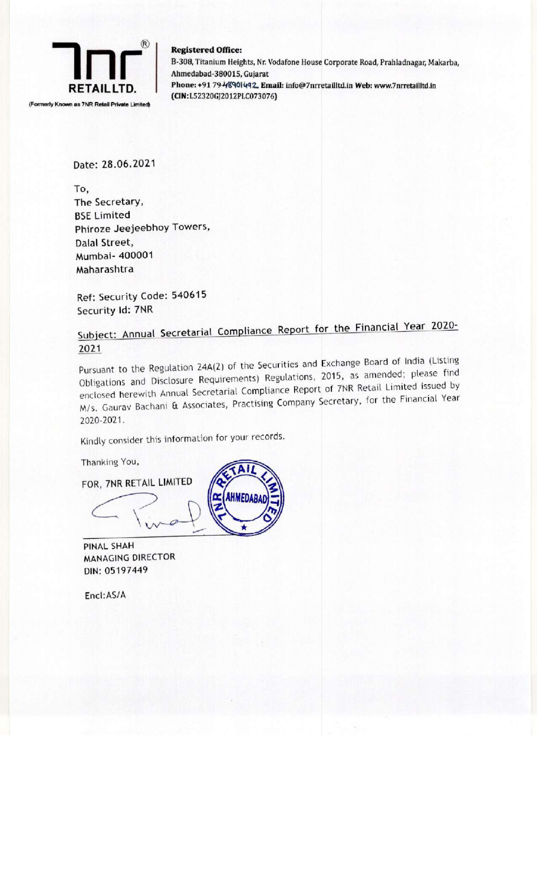**7nr RETAIL LTD.**

(Formerly Known as 7NR Retail Private Limited)

**Registered Office:**
B-308, Titanium Heights, Nr. Vodafone House Corporate Road, Prahladnagar, Makarba, Ahmedabad-380015, Gujarat
**Phone:** +91 79-48901492 **Email:** info@7nrretailltd.in **Web:** www.7nrretailltd.in
**(CIN:L52320GJ2012PLC073076)**

Date: 28.06.2021

To,
The Secretary,
BSE Limited
Phiroze Jeejeebhoy Towers,
Dalal Street,
Mumbai- 400001
Maharashtra

Ref: Security Code: 540615
Security Id: 7NR

Subject: Annual Secretarial Compliance Report for the Financial Year 2020-2021

Pursuant to the Regulation 24A(2) of the Securities and Exchange Board of India (Listing Obligations and Disclosure Requirements) Regulations, 2015, as amended; please find enclosed herewith Annual Secretarial Compliance Report of 7NR Retail Limited issued by M/s. Gaurav Bachani & Associates, Practising Company Secretary, for the Financial Year 2020-2021.

Kindly consider this information for your records.

Thanking You,

FOR, 7NR RETAIL LIMITED

PINAL SHAH
MANAGING DIRECTOR
DIN: 05197449

Encl:AS/A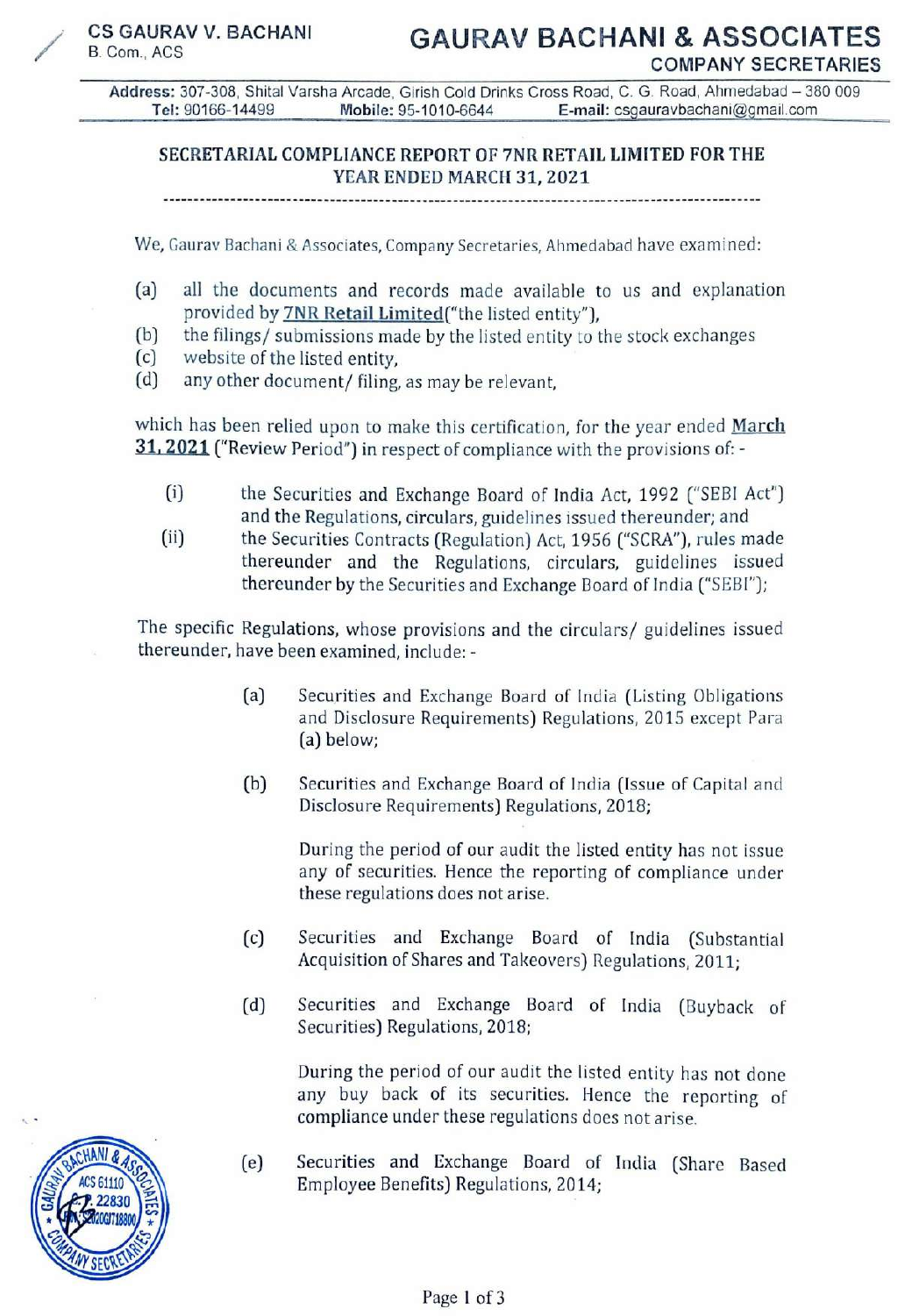CS GAURAV V. BACHANI
B. Com., ACS

# GAURAV BACHANI & ASSOCIATES

COMPANY SECRETARIES

**Address:** 307-308, Shital Varsha Arcade, Girish Cold Drinks Cross Road, C. G. Road, Ahmedabad – 380 009
**Tel:** 90166-14499 **Mobile:** 95-1010-6644 **E-mail:** csgauravbachani@gmail.com

## SECRETARIAL COMPLIANCE REPORT OF 7NR RETAIL LIMITED FOR THE YEAR ENDED MARCH 31, 2021

---

We, Gaurav Bachani & Associates, Company Secretaries, Ahmedabad have examined:

(a) all the documents and records made available to us and explanation provided by 7NR Retail Limited("the listed entity"),
(b) the filings/ submissions made by the listed entity to the stock exchanges
(c) website of the listed entity,
(d) any other document/ filing, as may be relevant,

which has been relied upon to make this certification, for the year ended **March 31, 2021** ("Review Period") in respect of compliance with the provisions of: -

(i) the Securities and Exchange Board of India Act, 1992 ("SEBI Act") and the Regulations, circulars, guidelines issued thereunder; and
(ii) the Securities Contracts (Regulation) Act, 1956 ("SCRA"), rules made thereunder and the Regulations, circulars, guidelines issued thereunder by the Securities and Exchange Board of India ("SEBI");

The specific Regulations, whose provisions and the circulars/ guidelines issued thereunder, have been examined, include: -

(a) Securities and Exchange Board of India (Listing Obligations and Disclosure Requirements) Regulations, 2015 except Para (a) below;

(b) Securities and Exchange Board of India (Issue of Capital and Disclosure Requirements) Regulations, 2018;

During the period of our audit the listed entity has not issue any of securities. Hence the reporting of compliance under these regulations does not arise.

(c) Securities and Exchange Board of India (Substantial Acquisition of Shares and Takeovers) Regulations, 2011;

(d) Securities and Exchange Board of India (Buyback of Securities) Regulations, 2018;

During the period of our audit the listed entity has not done any buy back of its securities. Hence the reporting of compliance under these regulations does not arise.

(e) Securities and Exchange Board of India (Share Based Employee Benefits) Regulations, 2014;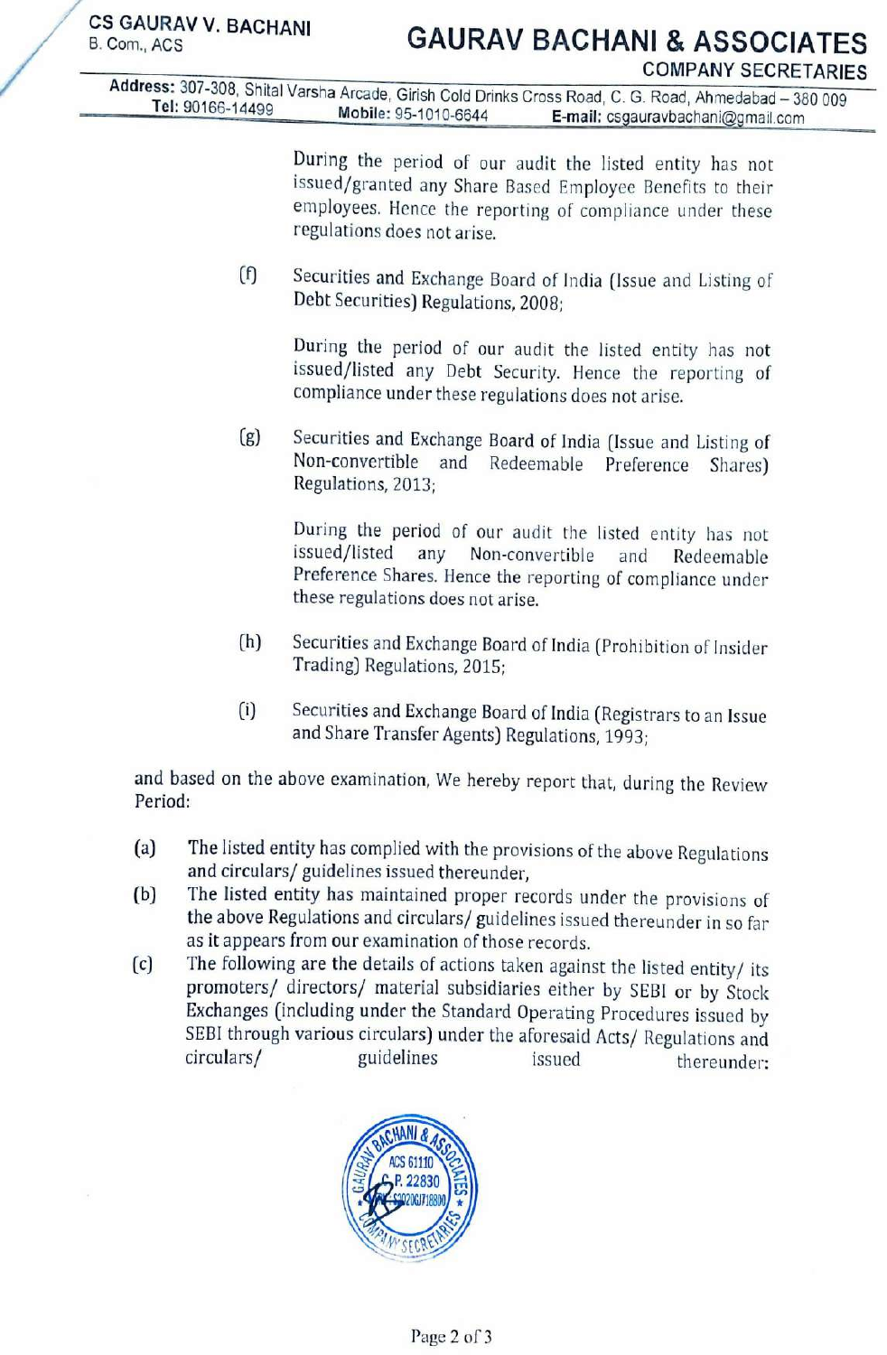During the period of our audit the listed entity has not issued/granted any Share Based Employee Benefits to their employees. Hence the reporting of compliance under these regulations does not arise.

(f) Securities and Exchange Board of India (Issue and Listing of Debt Securities) Regulations, 2008;

During the period of our audit the listed entity has not issued/listed any Debt Security. Hence the reporting of compliance under these regulations does not arise.

(g) Securities and Exchange Board of India (Issue and Listing of Non-convertible and Redeemable Preference Shares) Regulations, 2013;

During the period of our audit the listed entity has not issued/listed any Non-convertible and Redeemable Preference Shares. Hence the reporting of compliance under these regulations does not arise.

(h) Securities and Exchange Board of India (Prohibition of Insider Trading) Regulations, 2015;

(i) Securities and Exchange Board of India (Registrars to an Issue and Share Transfer Agents) Regulations, 1993;

and based on the above examination, We hereby report that, during the Review Period:

(a) The listed entity has complied with the provisions of the above Regulations and circulars/ guidelines issued thereunder,

(b) The listed entity has maintained proper records under the provisions of the above Regulations and circulars/ guidelines issued thereunder in so far as it appears from our examination of those records.

(c) The following are the details of actions taken against the listed entity/ its promoters/ directors/ material subsidiaries either by SEBI or by Stock Exchanges (including under the Standard Operating Procedures issued by SEBI through various circulars) under the aforesaid Acts/ Regulations and circulars/ guidelines issued thereunder: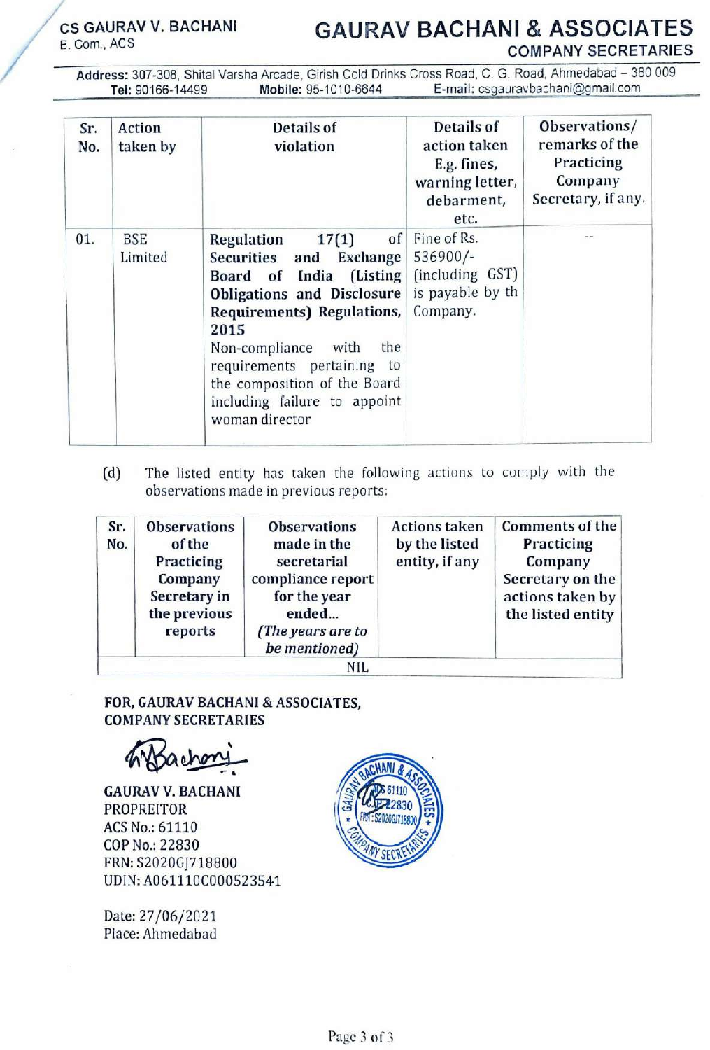CS GAURAV V. BACHANI
B. Com., ACS

# GAURAV BACHANI & ASSOCIATES
COMPANY SECRETARIES

**Address:** 307-308, Shital Varsha Arcade, Girish Cold Drinks Cross Road, C. G. Road, Ahmedabad – 380 009
**Tel:** 90166-14499 **Mobile:** 95-1010-6644 **E-mail:** csgauravbachani@gmail.com

| Sr. No. | Action taken by | Details of violation | Details of action taken E.g. fines, warning letter, debarment, etc. | Observations/ remarks of the Practicing Company Secretary, if any. |
|---|---|---|---|---|
| 01. | BSE Limited | **Regulation 17(1) of Securities and Exchange Board of India (Listing Obligations and Disclosure Requirements) Regulations, 2015** Non-compliance with the requirements pertaining to the composition of the Board including failure to appoint woman director | Fine of Rs. 536900/- (including GST) is payable by th Company. | -- |

(d) The listed entity has taken the following actions to comply with the observations made in previous reports:

| Sr. No. | Observations of the Practicing Company Secretary in the previous reports | Observations made in the secretarial compliance report for the year ended... *(The years are to be mentioned)* | Actions taken by the listed entity, if any | Comments of the Practicing Company Secretary on the actions taken by the listed entity |
|---|---|---|---|---|
| NIL | | | | |

**FOR, GAURAV BACHANI & ASSOCIATES,**
**COMPANY SECRETARIES**

GAURAV V. BACHANI
PROPREITOR
ACS No.: 61110
COP No.: 22830
FRN: S2020GJ718800
UDIN: A061110C000523541

Date: 27/06/2021
Place: Ahmedabad